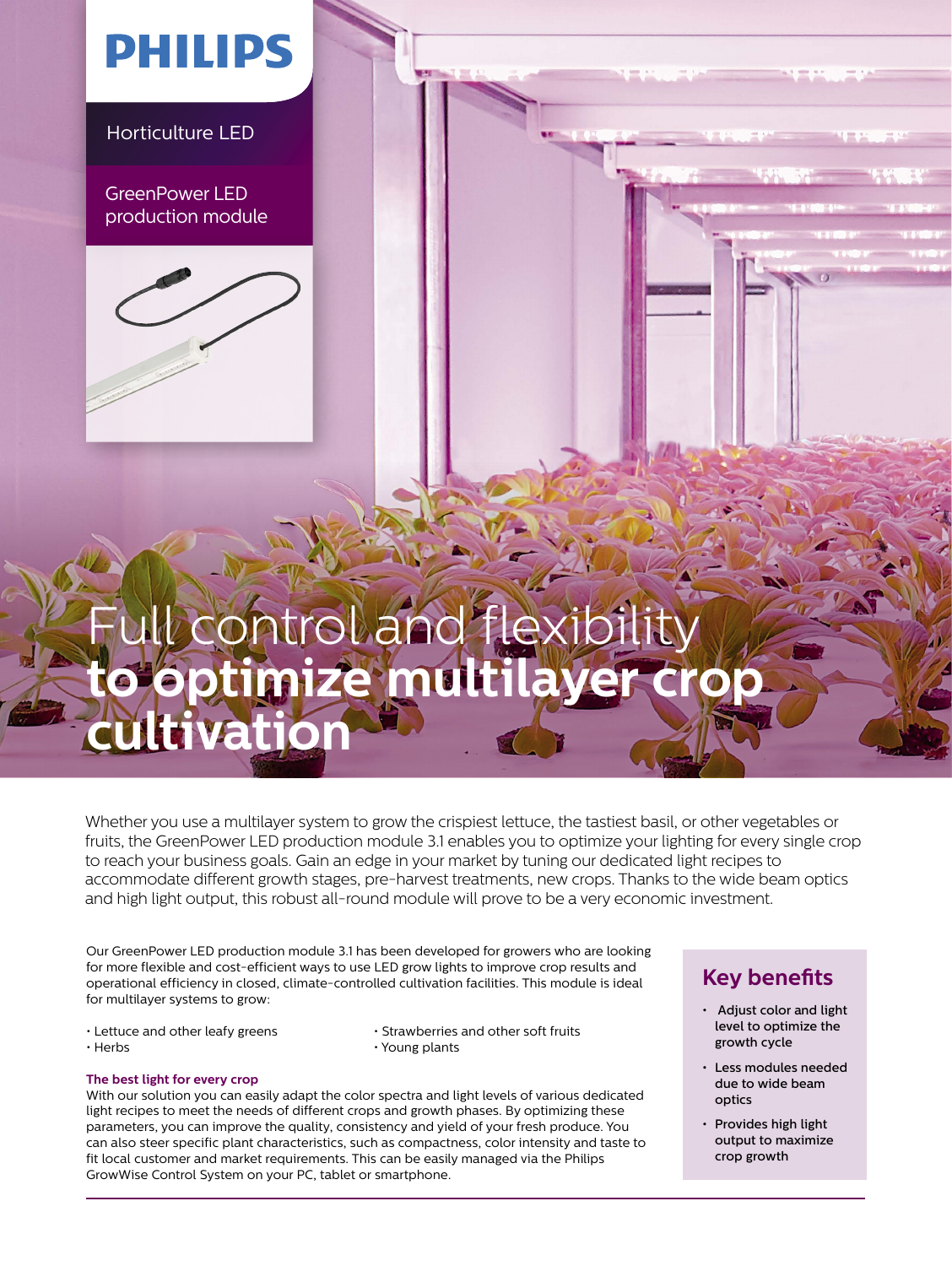PHILIPS

Horticulture LED

GreenPower LED production module

# Full control and flexibility **to optimize multilayer crop cultivation**

Whether you use a multilayer system to grow the crispiest lettuce, the tastiest basil, or other vegetables or fruits, the GreenPower LED production module 3.1 enables you to optimize your lighting for every single crop to reach your business goals. Gain an edge in your market by tuning our dedicated light recipes to accommodate different growth stages, pre-harvest treatments, new crops. Thanks to the wide beam optics and high light output, this robust all-round module will prove to be a very economic investment.

Our GreenPower LED production module 3.1 has been developed for growers who are looking for more flexible and cost-efficient ways to use LED grow lights to improve crop results and operational efficiency in closed, climate-controlled cultivation facilities. This module is ideal for multilayer systems to grow:

- Lettuce and other leafy greens
- Herbs
- Strawberries and other soft fruits
- Young plants

### The best light for every crop

With our solution you can easily adapt the color spectra and light levels of various dedicated light recipes to meet the needs of different crops and growth phases. By optimizing these parameters, you can improve the quality, consistency and yield of your fresh produce. You can also steer specific plant characteristics, such as compactness, color intensity and taste to fit local customer and market requirements. This can be easily managed via the Philips GrowWise Control System on your PC, tablet or smartphone.

## Key benefits

- Adjust color and light level to optimize the growth cycle
- Less modules needed due to wide beam optics
- Provides high light output to maximize crop growth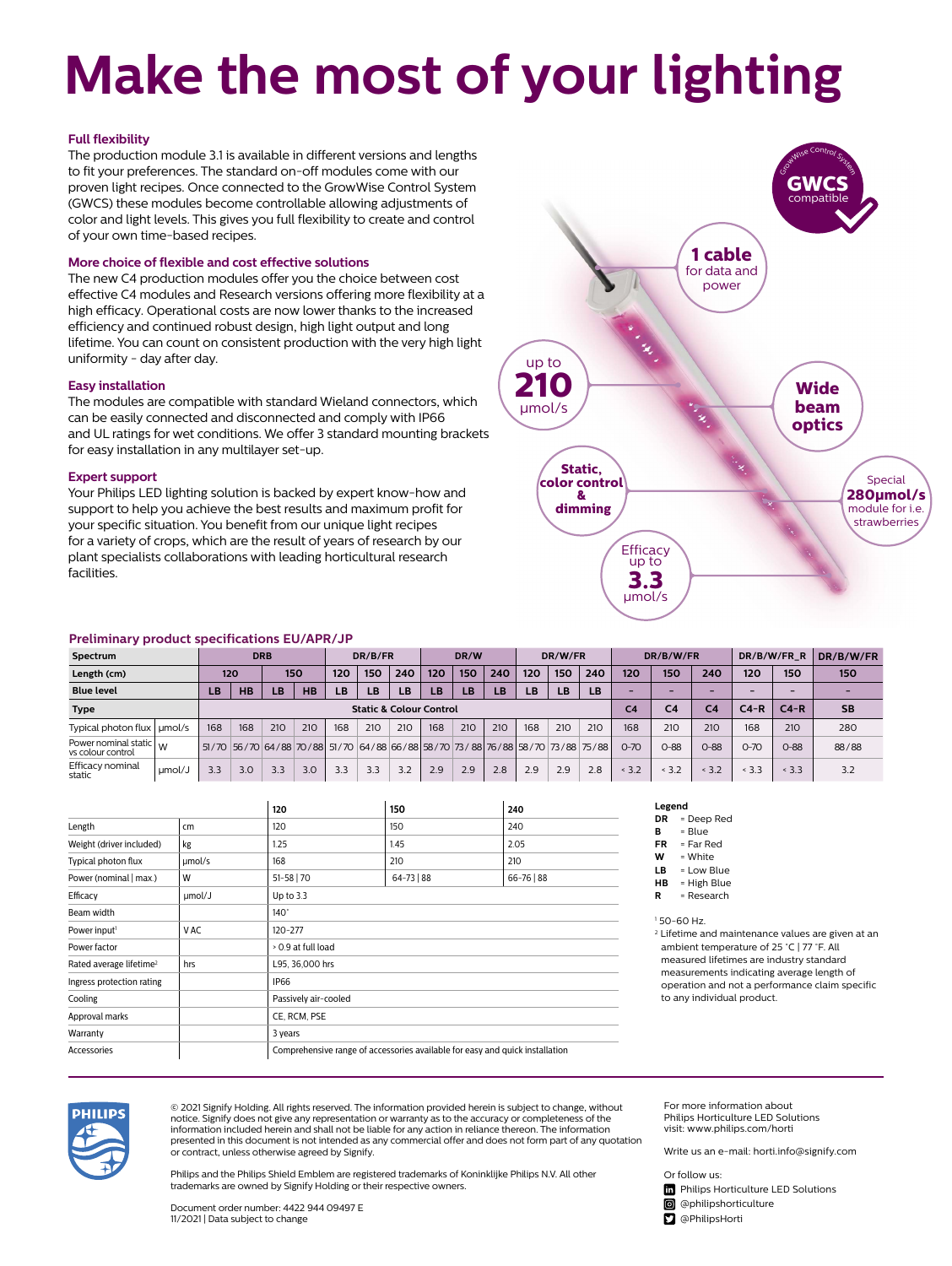# Make the most of your lighting

### Full flexibility

The production module 3.1 is available in different versions and lengths to fit your preferences. The standard on-off modules come with our proven light recipes. Once connected to the GrowWise Control System (GWCS) these modules become controllable allowing adjustments of color and light levels. This gives you full flexibility to create and control of your own time-based recipes.

### More choice of flexible and cost effective solutions

The new C4 production modules offer you the choice between cost effective C4 modules and Research versions offering more flexibility at a high efficacy. Operational costs are now lower thanks to the increased efficiency and continued robust design, high light output and long lifetime. You can count on consistent production with the very high light uniformity - day after day.

### Easy installation

The modules are compatible with standard Wieland connectors, which can be easily connected and disconnected and comply with IP66 and UL ratings for wet conditions. We offer 3 standard mounting brackets for easy installation in any multilayer set-up.

### Expert support

Your Philips LED lighting solution is backed by expert know-how and support to help you achieve the best results and maximum profit for your specific situation. You benefit from our unique light recipes for a variety of crops, which are the result of years of research by our plant specialists collaborations with leading horticultural research facilities.

GrowWise Control System
GWCS compatible

1 cable for data and power

up to 210 μmol/s

Wide beam optics

Static, color control & dimming

Special 280μmol/s module for i.e. strawberries

Efficacy up to 3.3 μmol/s

### Preliminary product specifications EU/APR/JP

| Spectrum | | DRB | | | | DR/B/FR | | | DR/W | | | DR/W/FR | | | DR/B/W/FR | | | DR/B/W/FR_R | | DR/B/W/FR |
|---|---|---|---|---|---|---|---|---|---|---|---|---|---|---|---|---|---|---|---|---|
| Length (cm) | | 120 | | 150 | | 120 | 150 | 240 | 120 | 150 | 240 | 120 | 150 | 240 | 120 | 150 | 240 | 120 | 150 | 150 |
| Blue level | | LB | HB | LB | HB | LB | LB | LB | LB | LB | LB | LB | LB | LB | - | - | - | - | - | - |
| Type | | Static & Colour Control | | | | | | | | | | | | | C4 | C4 | C4 | C4-R | C4-R | SB |
| Typical photon flux | μmol/s | 168 | 168 | 210 | 210 | 168 | 210 | 210 | 168 | 210 | 210 | 168 | 210 | 210 | 168 | 210 | 210 | 168 | 210 | 280 |
| Power nominal static vs colour control | W | 51/70 | 56/70 | 64/88 | 70/88 | 51/70 | 64/88 | 66/88 | 58/70 | 73/88 | 76/88 | 58/70 | 73/88 | 75/88 | 0-70 | 0-88 | 0-88 | 0-70 | 0-88 | 88/88 |
| Efficacy nominal static | μmol/J | 3.3 | 3.0 | 3.3 | 3.0 | 3.3 | 3.3 | 3.2 | 2.9 | 2.9 | 2.8 | 2.9 | 2.9 | 2.8 | < 3.2 | < 3.2 | < 3.2 | < 3.3 | < 3.3 | 3.2 |

| | | 120 | 150 | 240 |
|---|---|---|---|---|
| Length | cm | 120 | 150 | 240 |
| Weight (driver included) | kg | 1.25 | 1.45 | 2.05 |
| Typical photon flux | μmol/s | 168 | 210 | 210 |
| Power (nominal \| max.) | W | 51-58 \| 70 | 64-73 \| 88 | 66-76 \| 88 |
| Efficacy | μmol/J | Up to 3.3 | | |
| Beam width | | 140° | | |
| Power input[1] | V AC | 120-277 | | |
| Power factor | | > 0.9 at full load | | |
| Rated average lifetime[2] | hrs | L95, 36,000 hrs | | |
| Ingress protection rating | | IP66 | | |
| Cooling | | Passively air-cooled | | |
| Approval marks | | CE, RCM, PSE | | |
| Warranty | | 3 years | | |
| Accessories | | Comprehensive range of accessories available for easy and quick installation | | |

**Legend**
- **DR** = Deep Red
- **B** = Blue
- **FR** = Far Red
- **W** = White
- **LB** = Low Blue
- **HB** = High Blue
- **R** = Research

[1] 50-60 Hz.
[2] Lifetime and maintenance values are given at an ambient temperature of 25 °C | 77 °F. All measured lifetimes are industry standard measurements indicating average length of operation and not a performance claim specific to any individual product.

© 2021 Signify Holding. All rights reserved. The information provided herein is subject to change, without notice. Signify does not give any representation or warranty as to the accuracy or completeness of the information included herein and shall not be liable for any action in reliance thereon. The information presented in this document is not intended as any commercial offer and does not form part of any quotation or contract, unless otherwise agreed by Signify.

Philips and the Philips Shield Emblem are registered trademarks of Koninklijke Philips N.V. All other trademarks are owned by Signify Holding or their respective owners.

Document order number: 4422 944 09497 E
11/2021 | Data subject to change

For more information about Philips Horticulture LED Solutions visit: www.philips.com/horti

Write us an e-mail: horti.info@signify.com

Or follow us:
- Philips Horticulture LED Solutions
- @philipshorticulture
- @PhilipsHorti